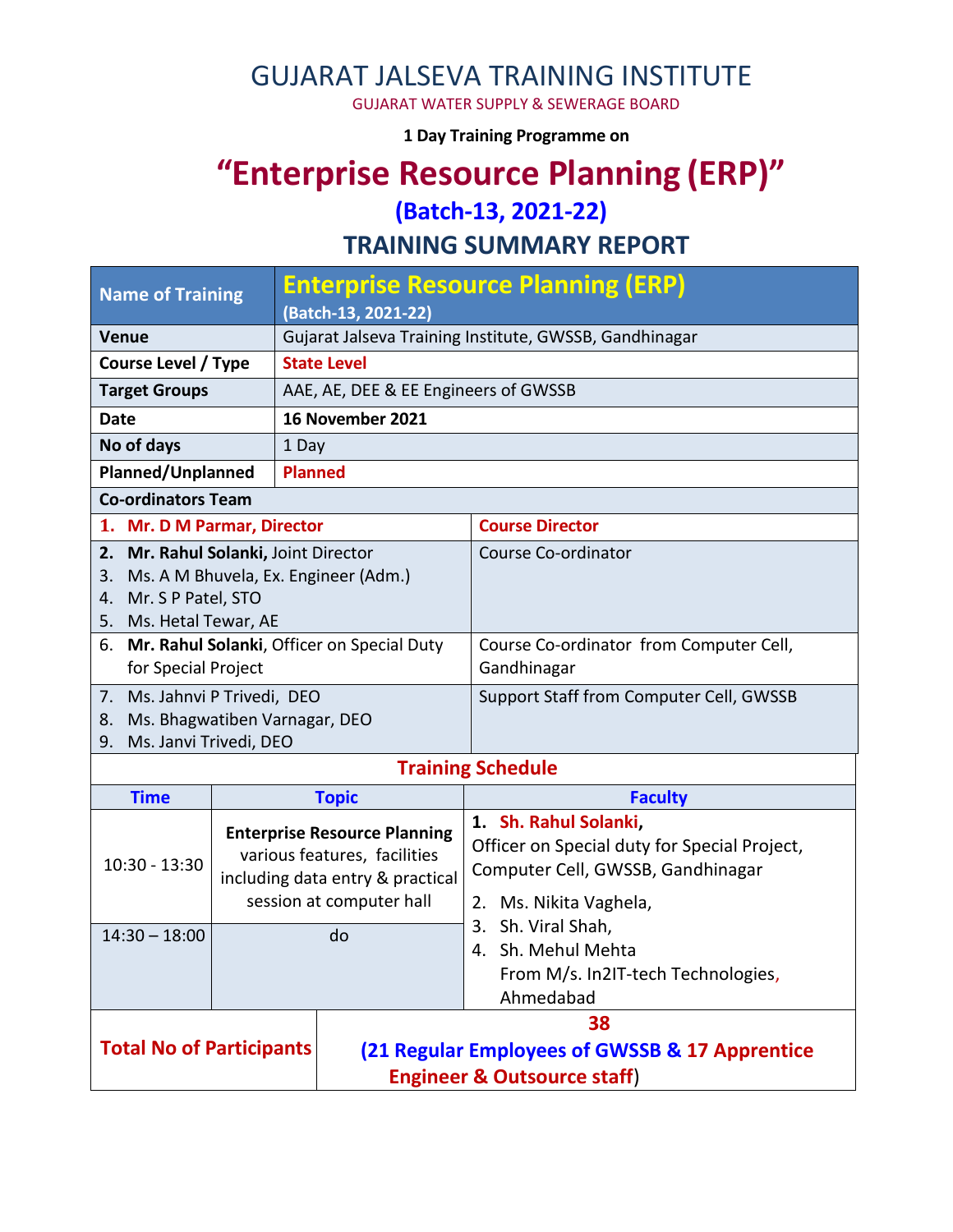# GUJARAT JALSEVA TRAINING INSTITUTE

GUJARAT WATER SUPPLY & SEWERAGE BOARD

**1 Day Training Programme on**

# "Enterprise Resource Planning (ERP)"

## (Batch-13, 2021-22)

## TRAINING SUMMARY REPORT

| Name of Training | **Enterprise Resource Planning (ERP)** (Batch-13, 2021-22) |
|---|---|
| **Venue** | Gujarat Jalseva Training Institute, GWSSB, Gandhinagar |
| **Course Level / Type** | **State Level** |
| **Target Groups** | AAE, AE, DEE & EE Engineers of GWSSB |
| **Date** | **16 November 2021** |
| **No of days** | 1 Day |
| **Planned/Unplanned** | **Planned** |

**Co-ordinators Team**

| Name | Role |
|---|---|
| 1. **Mr. D M Parmar, Director** | **Course Director** |
| 2. **Mr. Rahul Solanki,** Joint Director<br>3. Ms. A M Bhuvela, Ex. Engineer (Adm.)<br>4. Mr. S P Patel, STO<br>5. Ms. Hetal Tewar, AE | Course Co-ordinator |
| 6. **Mr. Rahul Solanki**, Officer on Special Duty for Special Project | Course Co-ordinator from Computer Cell, Gandhinagar |
| 7. Ms. Jahnvi P Trivedi, DEO<br>8. Ms. Bhagwatiben Varnagar, DEO<br>9. Ms. Janvi Trivedi, DEO | Support Staff from Computer Cell, GWSSB |

**Training Schedule**

| Time | Topic | Faculty |
|---|---|---|
| 10:30 - 13:30 | **Enterprise Resource Planning** various features, facilities including data entry & practical session at computer hall | 1. **Sh. Rahul Solanki**, Officer on Special duty for Special Project, Computer Cell, GWSSB, Gandhinagar<br>2. Ms. Nikita Vaghela,<br>3. Sh. Viral Shah,<br>4. Sh. Mehul Mehta From M/s. In2IT-tech Technologies, Ahmedabad |
| 14:30 – 18:00 | do | |

| **Total No of Participants** | **38** (**21 Regular Employees of GWSSB & 17 Apprentice Engineer & Outsource staff**) |
|---|---|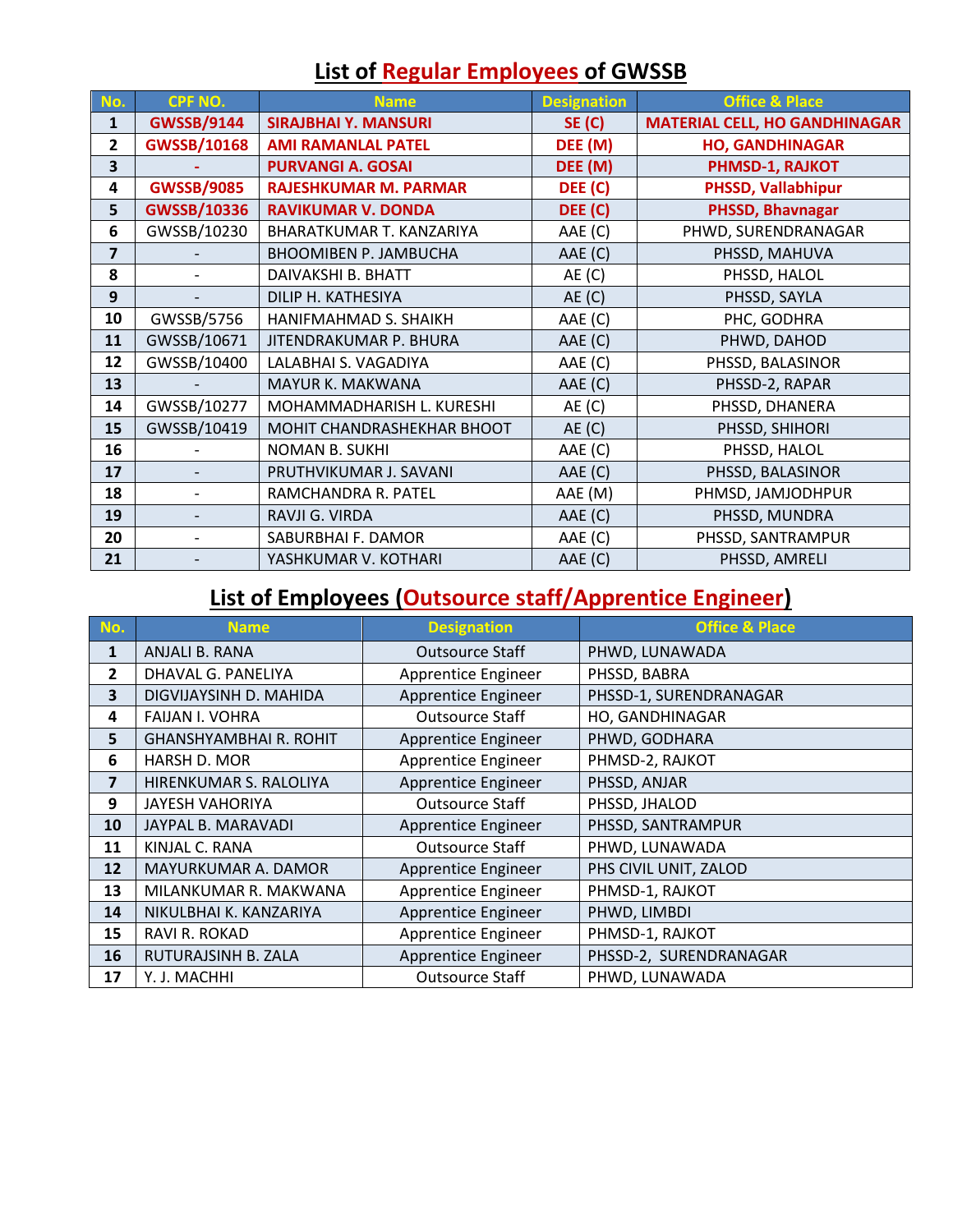## List of Regular Employees of GWSSB

| No. | CPF NO. | Name | Designation | Office & Place |
|---|---|---|---|---|
| **1** | **GWSSB/9144** | **SIRAJBHAI Y. MANSURI** | **SE (C)** | **MATERIAL CELL, HO GANDHINAGAR** |
| **2** | **GWSSB/10168** | **AMI RAMANLAL PATEL** | **DEE (M)** | **HO, GANDHINAGAR** |
| **3** | **-** | **PURVANGI A. GOSAI** | **DEE (M)** | **PHMSD-1, RAJKOT** |
| **4** | **GWSSB/9085** | **RAJESHKUMAR M. PARMAR** | **DEE (C)** | **PHSSD, Vallabhipur** |
| **5** | **GWSSB/10336** | **RAVIKUMAR V. DONDA** | **DEE (C)** | **PHSSD, Bhavnagar** |
| **6** | GWSSB/10230 | BHARATKUMAR T. KANZARIYA | AAE (C) | PHWD, SURENDRANAGAR |
| **7** | - | BHOOMIBEN P. JAMBUCHA | AAE (C) | PHSSD, MAHUVA |
| **8** | - | DAIVAKSHI B. BHATT | AE (C) | PHSSD, HALOL |
| **9** | - | DILIP H. KATHESIYA | AE (C) | PHSSD, SAYLA |
| **10** | GWSSB/5756 | HANIFMAHMAD S. SHAIKH | AAE (C) | PHC, GODHRA |
| **11** | GWSSB/10671 | JITENDRAKUMAR P. BHURA | AAE (C) | PHWD, DAHOD |
| **12** | GWSSB/10400 | LALABHAI S. VAGADIYA | AAE (C) | PHSSD, BALASINOR |
| **13** | - | MAYUR K. MAKWANA | AAE (C) | PHSSD-2, RAPAR |
| **14** | GWSSB/10277 | MOHAMMADHARISH L. KURESHI | AE (C) | PHSSD, DHANERA |
| **15** | GWSSB/10419 | MOHIT CHANDRASHEKHAR BHOOT | AE (C) | PHSSD, SHIHORI |
| **16** | - | NOMAN B. SUKHI | AAE (C) | PHSSD, HALOL |
| **17** | - | PRUTHVIKUMAR J. SAVANI | AAE (C) | PHSSD, BALASINOR |
| **18** | - | RAMCHANDRA R. PATEL | AAE (M) | PHMSD, JAMJODHPUR |
| **19** | - | RAVJI G. VIRDA | AAE (C) | PHSSD, MUNDRA |
| **20** | - | SABURBHAI F. DAMOR | AAE (C) | PHSSD, SANTRAMPUR |
| **21** | - | YASHKUMAR V. KOTHARI | AAE (C) | PHSSD, AMRELI |

## List of Employees (Outsource staff/Apprentice Engineer)

| No. | Name | Designation | Office & Place |
|---|---|---|---|
| **1** | ANJALI B. RANA | Outsource Staff | PHWD, LUNAWADA |
| **2** | DHAVAL G. PANELIYA | Apprentice Engineer | PHSSD, BABRA |
| **3** | DIGVIJAYSINH D. MAHIDA | Apprentice Engineer | PHSSD-1, SURENDRANAGAR |
| **4** | FAIJAN I. VOHRA | Outsource Staff | HO, GANDHINAGAR |
| **5** | GHANSHYAMBHAI R. ROHIT | Apprentice Engineer | PHWD, GODHARA |
| **6** | HARSH D. MOR | Apprentice Engineer | PHMSD-2, RAJKOT |
| **7** | HIRENKUMAR S. RALOLIYA | Apprentice Engineer | PHSSD, ANJAR |
| **9** | JAYESH VAHORIYA | Outsource Staff | PHSSD, JHALOD |
| **10** | JAYPAL B. MARAVADI | Apprentice Engineer | PHSSD, SANTRAMPUR |
| **11** | KINJAL C. RANA | Outsource Staff | PHWD, LUNAWADA |
| **12** | MAYURKUMAR A. DAMOR | Apprentice Engineer | PHS CIVIL UNIT, ZALOD |
| **13** | MILANKUMAR R. MAKWANA | Apprentice Engineer | PHMSD-1, RAJKOT |
| **14** | NIKULBHAI K. KANZARIYA | Apprentice Engineer | PHWD, LIMBDI |
| **15** | RAVI R. ROKAD | Apprentice Engineer | PHMSD-1, RAJKOT |
| **16** | RUTURAJSINH B. ZALA | Apprentice Engineer | PHSSD-2, SURENDRANAGAR |
| **17** | Y. J. MACHHI | Outsource Staff | PHWD, LUNAWADA |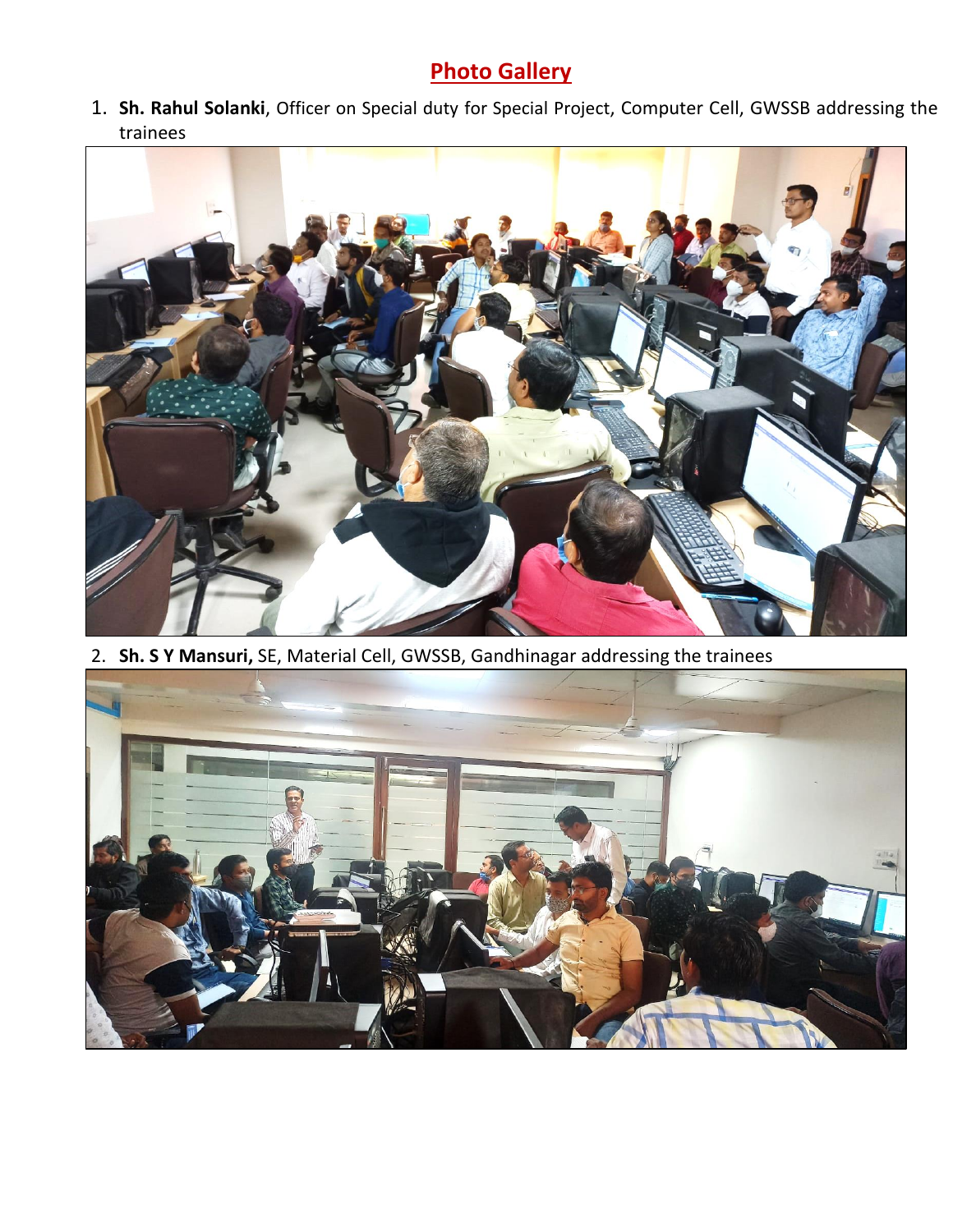## Photo Gallery

1. **Sh. Rahul Solanki**, Officer on Special duty for Special Project, Computer Cell, GWSSB addressing the trainees

2. **Sh. S Y Mansuri,** SE, Material Cell, GWSSB, Gandhinagar addressing the trainees